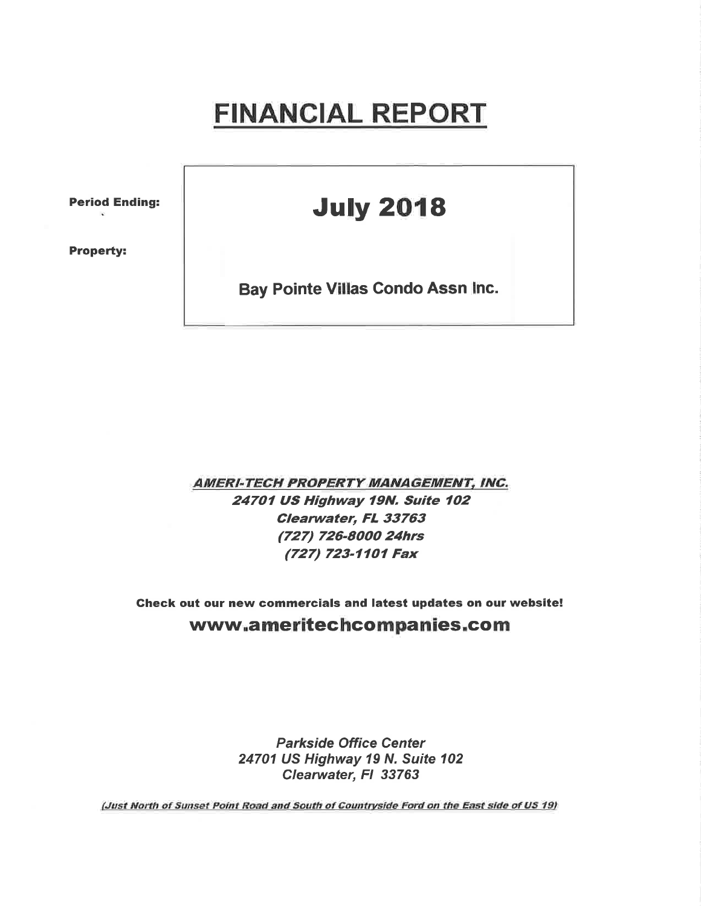# FINANCIAL REPORT

| | |
|---|---|
| **Period Ending:** | **July 2018** |
| **Property:** | **Bay Pointe Villas Condo Assn Inc.** |

***AMERI-TECH PROPERTY MANAGEMENT, INC.***
***24701 US Highway 19N. Suite 102***
***Clearwater, FL 33763***
***(727) 726-8000 24hrs***
***(727) 723-1101 Fax***

**Check out our new commercials and latest updates on our website!**

**www.ameritechcompanies.com**

***Parkside Office Center***
***24701 US Highway 19 N. Suite 102***
***Clearwater, Fl 33763***

*(Just North of Sunset Point Road and South of Countryside Ford on the East side of US 19)*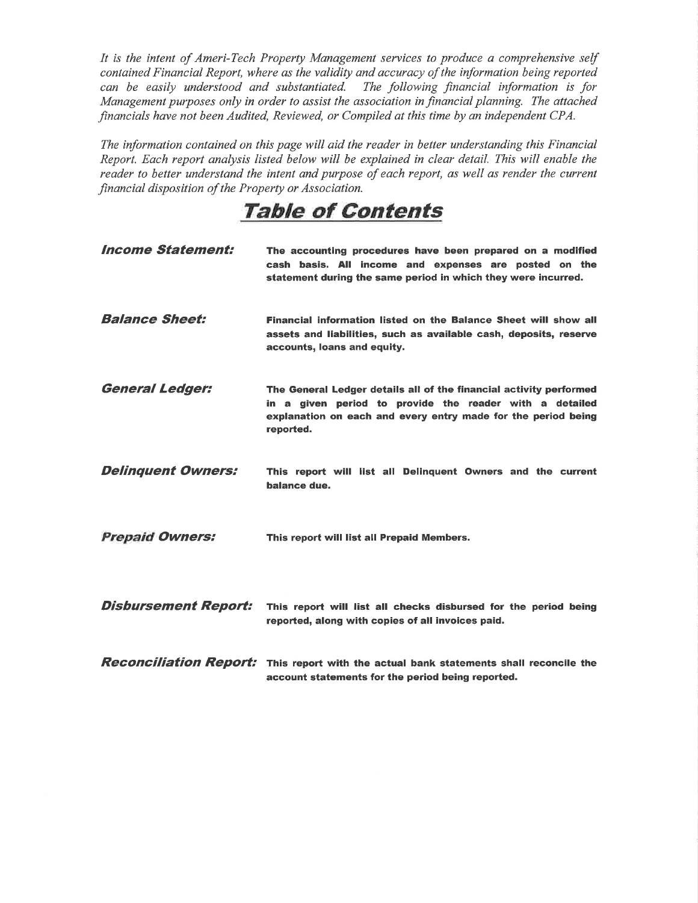*It is the intent of Ameri-Tech Property Management services to produce a comprehensive self contained Financial Report, where as the validity and accuracy of the information being reported can be easily understood and substantiated. The following financial information is for Management purposes only in order to assist the association in financial planning. The attached financials have not been Audited, Reviewed, or Compiled at this time by an independent CPA.*

*The information contained on this page will aid the reader in better understanding this Financial Report. Each report analysis listed below will be explained in clear detail. This will enable the reader to better understand the intent and purpose of each report, as well as render the current financial disposition of the Property or Association.*

# Table of Contents

***Income Statement:*** **The accounting procedures have been prepared on a modified cash basis. All income and expenses are posted on the statement during the same period in which they were incurred.**

***Balance Sheet:*** **Financial information listed on the Balance Sheet will show all assets and liabilities, such as available cash, deposits, reserve accounts, loans and equity.**

***General Ledger:*** **The General Ledger details all of the financial activity performed in a given period to provide the reader with a detailed explanation on each and every entry made for the period being reported.**

***Delinquent Owners:*** **This report will list all Delinquent Owners and the current balance due.**

***Prepaid Owners:*** **This report will list all Prepaid Members.**

***Disbursement Report:*** **This report will list all checks disbursed for the period being reported, along with copies of all invoices paid.**

***Reconciliation Report:*** **This report with the actual bank statements shall reconcile the account statements for the period being reported.**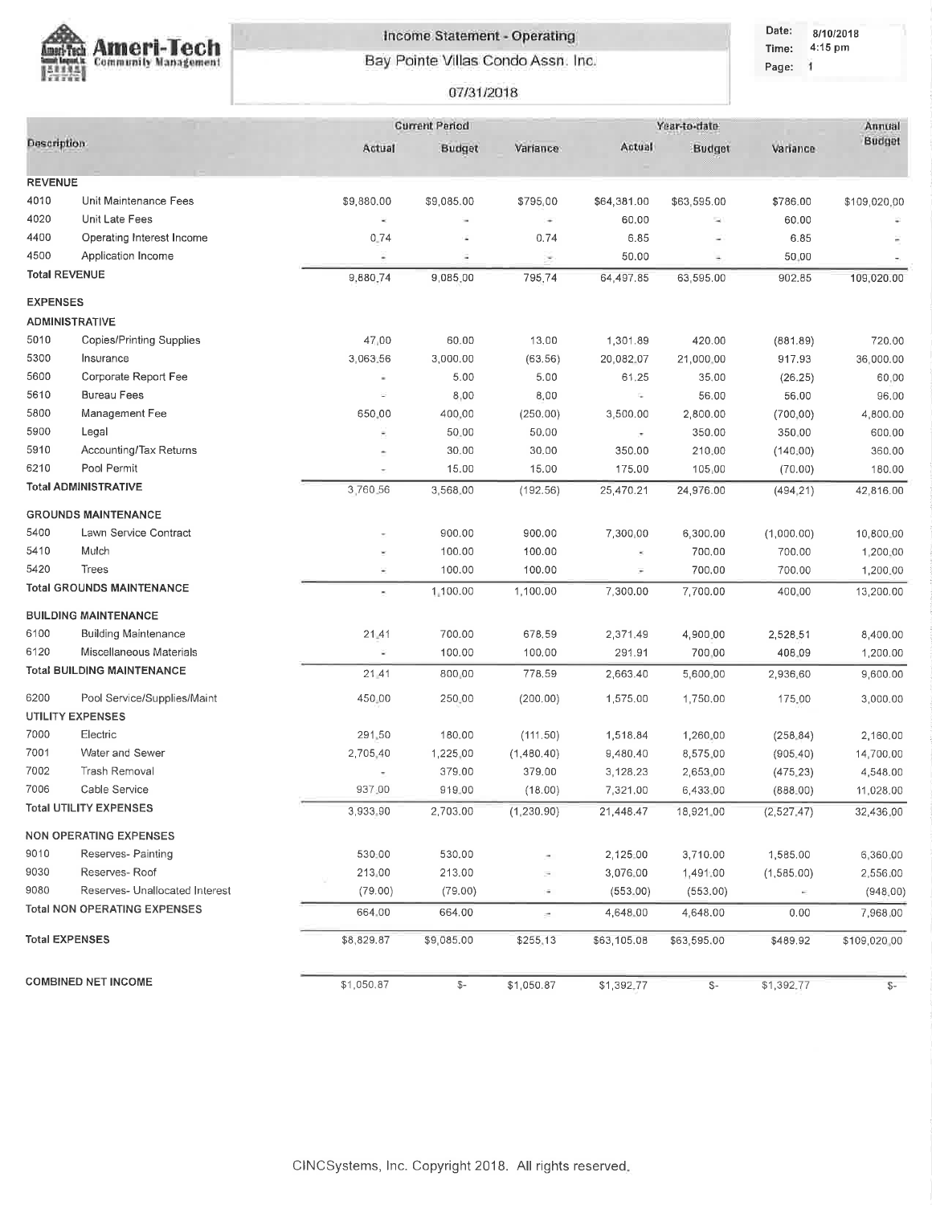# Ameri-Tech Community Management

## Income Statement - Operating

Bay Pointe Villas Condo Assn. Inc.

07/31/2018

Date: 8/10/2018
Time: 4:15 pm
Page: 1

| Description | | Current Period Actual | Current Period Budget | Current Period Variance | Year-to-date Actual | Year-to-date Budget | Year-to-date Variance | Annual Budget |
|---|---|---|---|---|---|---|---|---|
| **REVENUE** | | | | | | | | |
| 4010 | Unit Maintenance Fees | $9,880.00 | $9,085.00 | $795.00 | $64,381.00 | $63,595.00 | $786.00 | $109,020.00 |
| 4020 | Unit Late Fees | - | - | - | 60.00 | - | 60.00 | - |
| 4400 | Operating Interest Income | 0.74 | - | 0.74 | 6.85 | - | 6.85 | - |
| 4500 | Application Income | - | - | - | 50.00 | - | 50.00 | - |
| **Total REVENUE** | | 9,880.74 | 9,085.00 | 795.74 | 64,497.85 | 63,595.00 | 902.85 | 109,020.00 |
| **EXPENSES** | | | | | | | | |
| **ADMINISTRATIVE** | | | | | | | | |
| 5010 | Copies/Printing Supplies | 47.00 | 60.00 | 13.00 | 1,301.89 | 420.00 | (881.89) | 720.00 |
| 5300 | Insurance | 3,063.56 | 3,000.00 | (63.56) | 20,082.07 | 21,000.00 | 917.93 | 36,000.00 |
| 5600 | Corporate Report Fee | - | 5.00 | 5.00 | 61.25 | 35.00 | (26.25) | 60.00 |
| 5610 | Bureau Fees | - | 8.00 | 8.00 | - | 56.00 | 56.00 | 96.00 |
| 5800 | Management Fee | 650.00 | 400.00 | (250.00) | 3,500.00 | 2,800.00 | (700.00) | 4,800.00 |
| 5900 | Legal | - | 50.00 | 50.00 | - | 350.00 | 350.00 | 600.00 |
| 5910 | Accounting/Tax Returns | - | 30.00 | 30.00 | 350.00 | 210.00 | (140.00) | 360.00 |
| 6210 | Pool Permit | - | 15.00 | 15.00 | 175.00 | 105.00 | (70.00) | 180.00 |
| **Total ADMINISTRATIVE** | | 3,760.56 | 3,568.00 | (192.56) | 25,470.21 | 24,976.00 | (494.21) | 42,816.00 |
| **GROUNDS MAINTENANCE** | | | | | | | | |
| 5400 | Lawn Service Contract | - | 900.00 | 900.00 | 7,300.00 | 6,300.00 | (1,000.00) | 10,800.00 |
| 5410 | Mulch | - | 100.00 | 100.00 | - | 700.00 | 700.00 | 1,200.00 |
| 5420 | Trees | - | 100.00 | 100.00 | - | 700.00 | 700.00 | 1,200.00 |
| **Total GROUNDS MAINTENANCE** | | - | 1,100.00 | 1,100.00 | 7,300.00 | 7,700.00 | 400.00 | 13,200.00 |
| **BUILDING MAINTENANCE** | | | | | | | | |
| 6100 | Building Maintenance | 21.41 | 700.00 | 678.59 | 2,371.49 | 4,900.00 | 2,528.51 | 8,400.00 |
| 6120 | Miscellaneous Materials | - | 100.00 | 100.00 | 291.91 | 700.00 | 408.09 | 1,200.00 |
| **Total BUILDING MAINTENANCE** | | 21.41 | 800.00 | 778.59 | 2,663.40 | 5,600.00 | 2,936.60 | 9,600.00 |
| 6200 | Pool Service/Supplies/Maint | 450.00 | 250.00 | (200.00) | 1,575.00 | 1,750.00 | 175.00 | 3,000.00 |
| **UTILITY EXPENSES** | | | | | | | | |
| 7000 | Electric | 291.50 | 180.00 | (111.50) | 1,518.84 | 1,260.00 | (258.84) | 2,160.00 |
| 7001 | Water and Sewer | 2,705.40 | 1,225.00 | (1,480.40) | 9,480.40 | 8,575.00 | (905.40) | 14,700.00 |
| 7002 | Trash Removal | - | 379.00 | 379.00 | 3,128.23 | 2,653.00 | (475.23) | 4,548.00 |
| 7006 | Cable Service | 937.00 | 919.00 | (18.00) | 7,321.00 | 6,433.00 | (888.00) | 11,028.00 |
| **Total UTILITY EXPENSES** | | 3,933.90 | 2,703.00 | (1,230.90) | 21,448.47 | 18,921.00 | (2,527.47) | 32,436.00 |
| **NON OPERATING EXPENSES** | | | | | | | | |
| 9010 | Reserves- Painting | 530.00 | 530.00 | - | 2,125.00 | 3,710.00 | 1,585.00 | 6,360.00 |
| 9030 | Reserves- Roof | 213.00 | 213.00 | - | 3,076.00 | 1,491.00 | (1,585.00) | 2,556.00 |
| 9080 | Reserves- Unallocated Interest | (79.00) | (79.00) | - | (553.00) | (553.00) | - | (948.00) |
| **Total NON OPERATING EXPENSES** | | 664.00 | 664.00 | - | 4,648.00 | 4,648.00 | 0.00 | 7,968.00 |
| **Total EXPENSES** | | $8,829.87 | $9,085.00 | $255.13 | $63,105.08 | $63,595.00 | $489.92 | $109,020.00 |
| **COMBINED NET INCOME** | | $1,050.87 | $- | $1,050.87 | $1,392.77 | $- | $1,392.77 | $- |

CINCSystems, Inc. Copyright 2018. All rights reserved.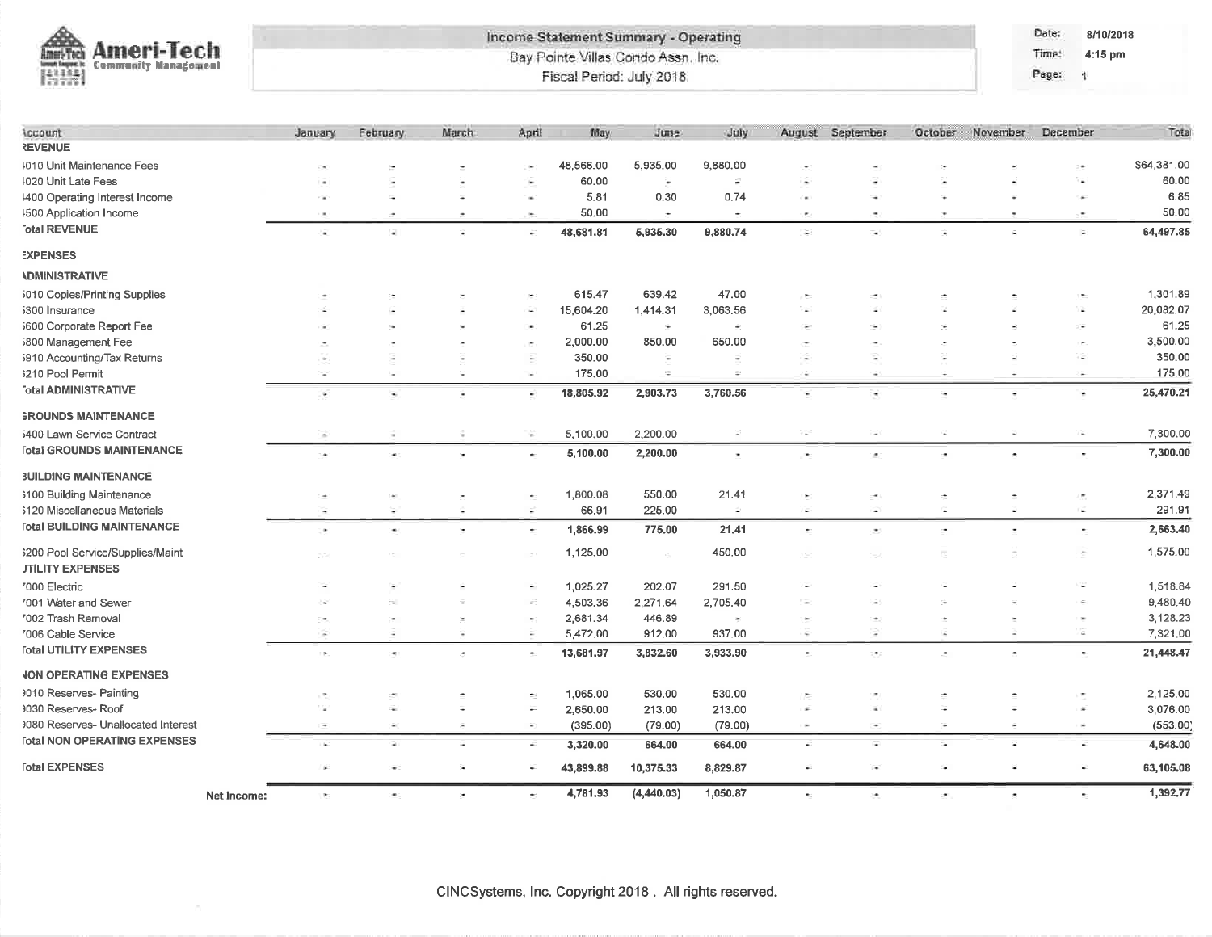**Ameri-Tech Community Management**

**Income Statement Summary - Operating**
Bay Pointe Villas Condo Assn. Inc.
Fiscal Period: July 2018

Date: 8/10/2018
Time: 4:15 pm

| Account | January | February | March | April | May | June | July | August | September | October | November | December | Total |
|---|---|---|---|---|---|---|---|---|---|---|---|---|---|
| **REVENUE** | | | | | | | | | | | | | |
| 4010 Unit Maintenance Fees | - | - | - | - | 48,566.00 | 5,935.00 | 9,880.00 | - | - | - | - | - | $64,381.00 |
| 4020 Unit Late Fees | - | - | - | - | 60.00 | - | - | - | - | - | - | - | 60.00 |
| 4400 Operating Interest Income | - | - | - | - | 5.81 | 0.30 | 0.74 | - | - | - | - | - | 6.85 |
| 4500 Application Income | - | - | - | - | 50.00 | - | - | - | - | - | - | - | 50.00 |
| **Total REVENUE** | - | - | - | - | **48,681.81** | **5,935.30** | **9,880.74** | - | - | - | - | - | **64,497.85** |
| **EXPENSES** | | | | | | | | | | | | | |
| **ADMINISTRATIVE** | | | | | | | | | | | | | |
| 5010 Copies/Printing Supplies | - | - | - | - | 615.47 | 639.42 | 47.00 | - | - | - | - | - | 1,301.89 |
| 5300 Insurance | - | - | - | - | 15,604.20 | 1,414.31 | 3,063.56 | - | - | - | - | - | 20,082.07 |
| 5600 Corporate Report Fee | - | - | - | - | 61.25 | - | - | - | - | - | - | - | 61.25 |
| 5800 Management Fee | - | - | - | - | 2,000.00 | 850.00 | 650.00 | - | - | - | - | - | 3,500.00 |
| 5910 Accounting/Tax Returns | - | - | - | - | 350.00 | - | - | - | - | - | - | - | 350.00 |
| 5210 Pool Permit | - | - | - | - | 175.00 | - | - | - | - | - | - | - | 175.00 |
| **Total ADMINISTRATIVE** | - | - | - | - | **18,805.92** | **2,903.73** | **3,760.56** | - | - | - | - | - | **25,470.21** |
| **GROUNDS MAINTENANCE** | | | | | | | | | | | | | |
| 5400 Lawn Service Contract | - | - | - | - | 5,100.00 | 2,200.00 | - | - | - | - | - | - | 7,300.00 |
| **Total GROUNDS MAINTENANCE** | - | - | - | - | **5,100.00** | **2,200.00** | - | - | - | - | - | - | **7,300.00** |
| **BUILDING MAINTENANCE** | | | | | | | | | | | | | |
| 6100 Building Maintenance | - | - | - | - | 1,800.08 | 550.00 | 21.41 | - | - | - | - | - | 2,371.49 |
| 6120 Miscellaneous Materials | - | - | - | - | 66.91 | 225.00 | - | - | - | - | - | - | 291.91 |
| **Total BUILDING MAINTENANCE** | - | - | - | - | **1,866.99** | **775.00** | **21.41** | - | - | - | - | - | **2,663.40** |
| 6200 Pool Service/Supplies/Maint | - | - | - | - | 1,125.00 | - | 450.00 | - | - | - | - | - | 1,575.00 |
| **UTILITY EXPENSES** | | | | | | | | | | | | | |
| 7000 Electric | - | - | - | - | 1,025.27 | 202.07 | 291.50 | - | - | - | - | - | 1,518.84 |
| 7001 Water and Sewer | - | - | - | - | 4,503.36 | 2,271.64 | 2,705.40 | - | - | - | - | - | 9,480.40 |
| 7002 Trash Removal | - | - | - | - | 2,681.34 | 446.89 | - | - | - | - | - | - | 3,128.23 |
| 7006 Cable Service | - | - | - | - | 5,472.00 | 912.00 | 937.00 | - | - | - | - | - | 7,321.00 |
| **Total UTILITY EXPENSES** | - | - | - | - | **13,681.97** | **3,832.60** | **3,933.90** | - | - | - | - | - | **21,448.47** |
| **NON OPERATING EXPENSES** | | | | | | | | | | | | | |
| 9010 Reserves- Painting | - | - | - | - | 1,065.00 | 530.00 | 530.00 | - | - | - | - | - | 2,125.00 |
| 9030 Reserves- Roof | - | - | - | - | 2,650.00 | 213.00 | 213.00 | - | - | - | - | - | 3,076.00 |
| 9080 Reserves- Unallocated Interest | - | - | - | - | (395.00) | (79.00) | (79.00) | - | - | - | - | - | (553.00) |
| **Total NON OPERATING EXPENSES** | - | - | - | - | **3,320.00** | **664.00** | **664.00** | - | - | - | - | - | **4,648.00** |
| **Total EXPENSES** | - | - | - | - | **43,899.88** | **10,375.33** | **8,829.87** | - | - | - | - | - | **63,105.08** |
| **Net Income:** | - | - | - | - | **4,781.93** | **(4,440.03)** | **1,050.87** | - | - | - | - | - | **1,392.77** |

CINCSystems, Inc. Copyright 2018 . All rights reserved.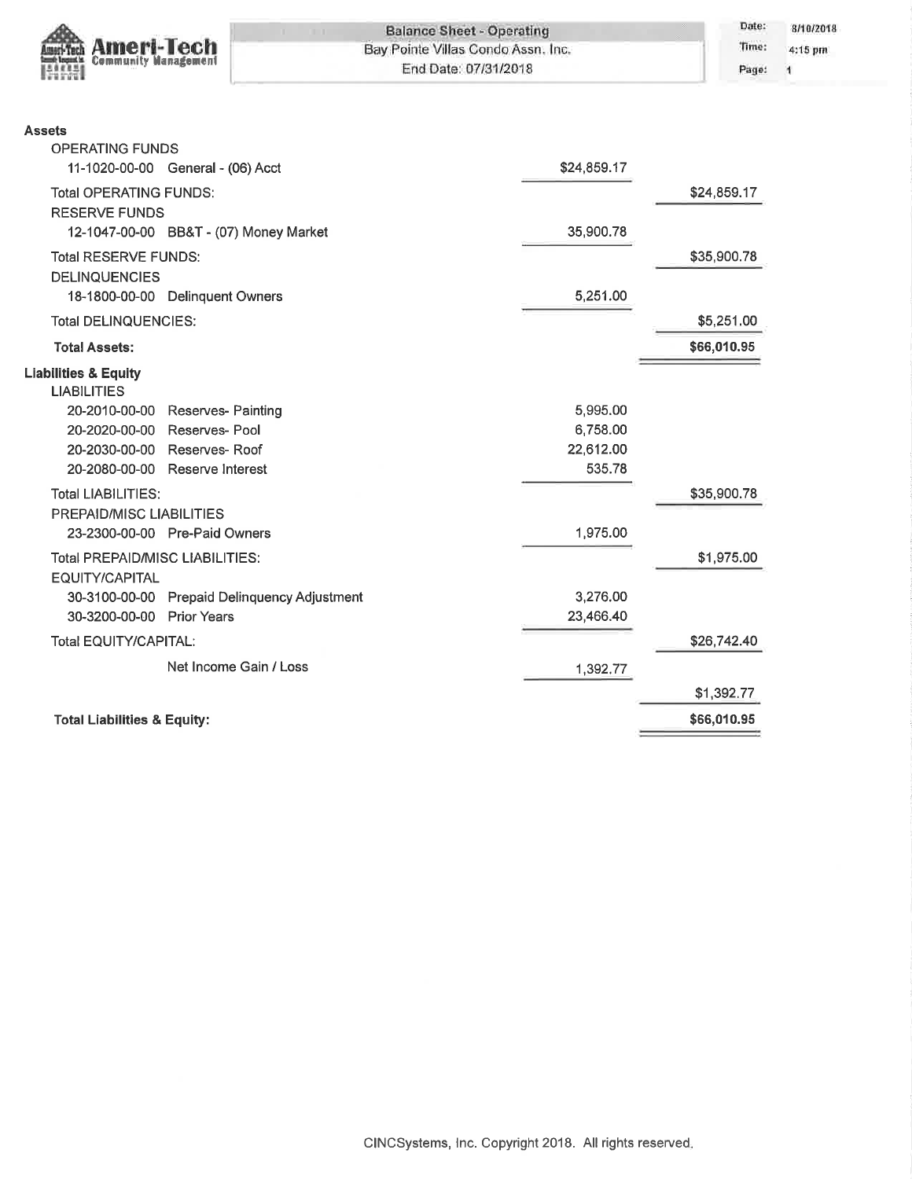**Ameri-Tech Community Management**

## Balance Sheet - Operating

Bay Pointe Villas Condo Assn. Inc.

End Date: 07/31/2018

Date: 8/10/2018
Time: 4:15 pm

| | | |
|---|---|---|
| **Assets** | | |
| OPERATING FUNDS | | |
| 11-1020-00-00 General - (06) Acct | $24,859.17 | |
| Total OPERATING FUNDS: | | $24,859.17 |
| RESERVE FUNDS | | |
| 12-1047-00-00 BB&T - (07) Money Market | 35,900.78 | |
| Total RESERVE FUNDS: | | $35,900.78 |
| DELINQUENCIES | | |
| 18-1800-00-00 Delinquent Owners | 5,251.00 | |
| Total DELINQUENCIES: | | $5,251.00 |
| **Total Assets:** | | **$66,010.95** |
| **Liabilities & Equity** | | |
| LIABILITIES | | |
| 20-2010-00-00 Reserves- Painting | 5,995.00 | |
| 20-2020-00-00 Reserves- Pool | 6,758.00 | |
| 20-2030-00-00 Reserves- Roof | 22,612.00 | |
| 20-2080-00-00 Reserve Interest | 535.78 | |
| Total LIABILITIES: | | $35,900.78 |
| PREPAID/MISC LIABILITIES | | |
| 23-2300-00-00 Pre-Paid Owners | 1,975.00 | |
| Total PREPAID/MISC LIABILITIES: | | $1,975.00 |
| EQUITY/CAPITAL | | |
| 30-3100-00-00 Prepaid Delinquency Adjustment | 3,276.00 | |
| 30-3200-00-00 Prior Years | 23,466.40 | |
| Total EQUITY/CAPITAL: | | $26,742.40 |
| Net Income Gain / Loss | 1,392.77 | |
| | | $1,392.77 |
| **Total Liabilities & Equity:** | | **$66,010.95** |

CINCSystems, Inc. Copyright 2018. All rights reserved.